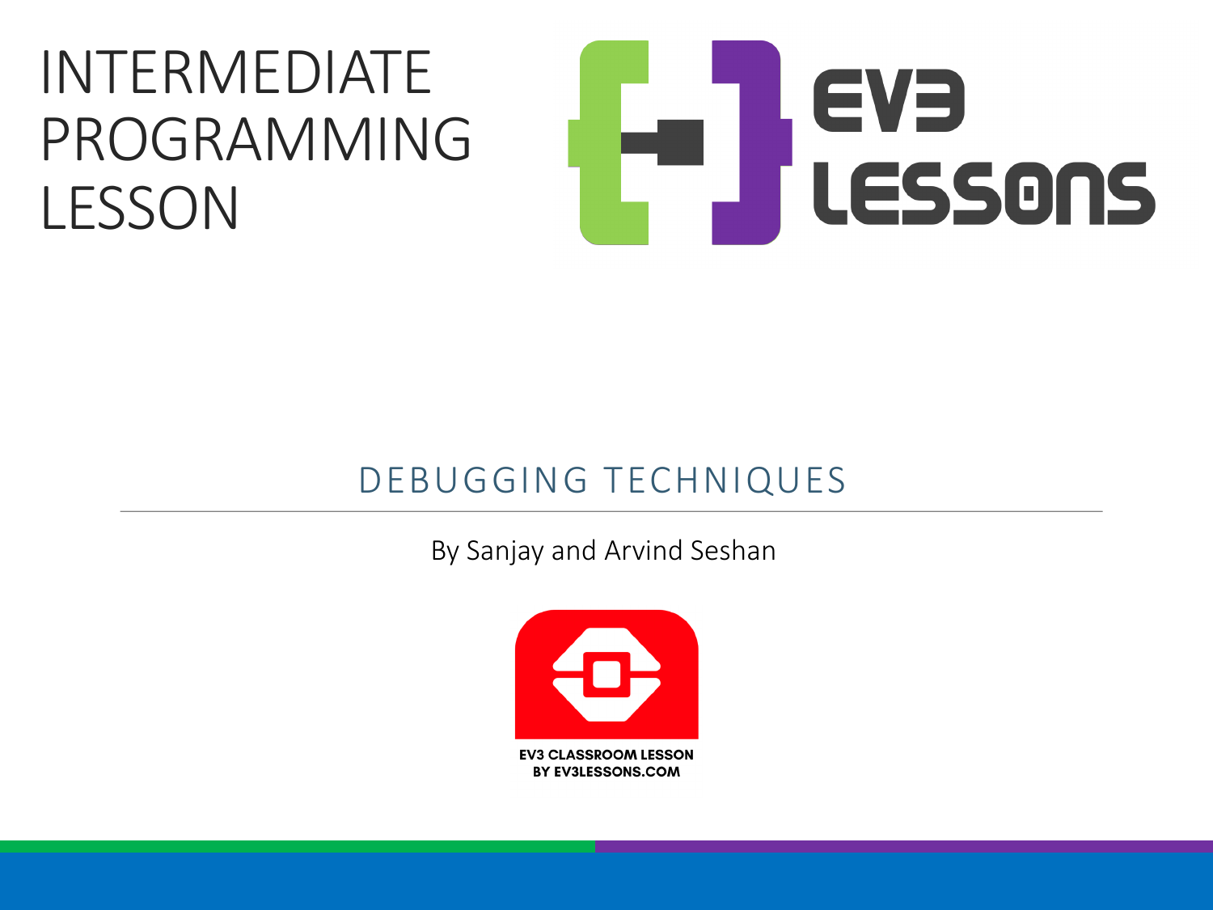# INTERMEDIATE PROGRAMMING LESSON

EV3 LESSONS

## DEBUGGING TECHNIQUES

By Sanjay and Arvind Seshan

EV3 CLASSROOM LESSON
BY EV3LESSONS.COM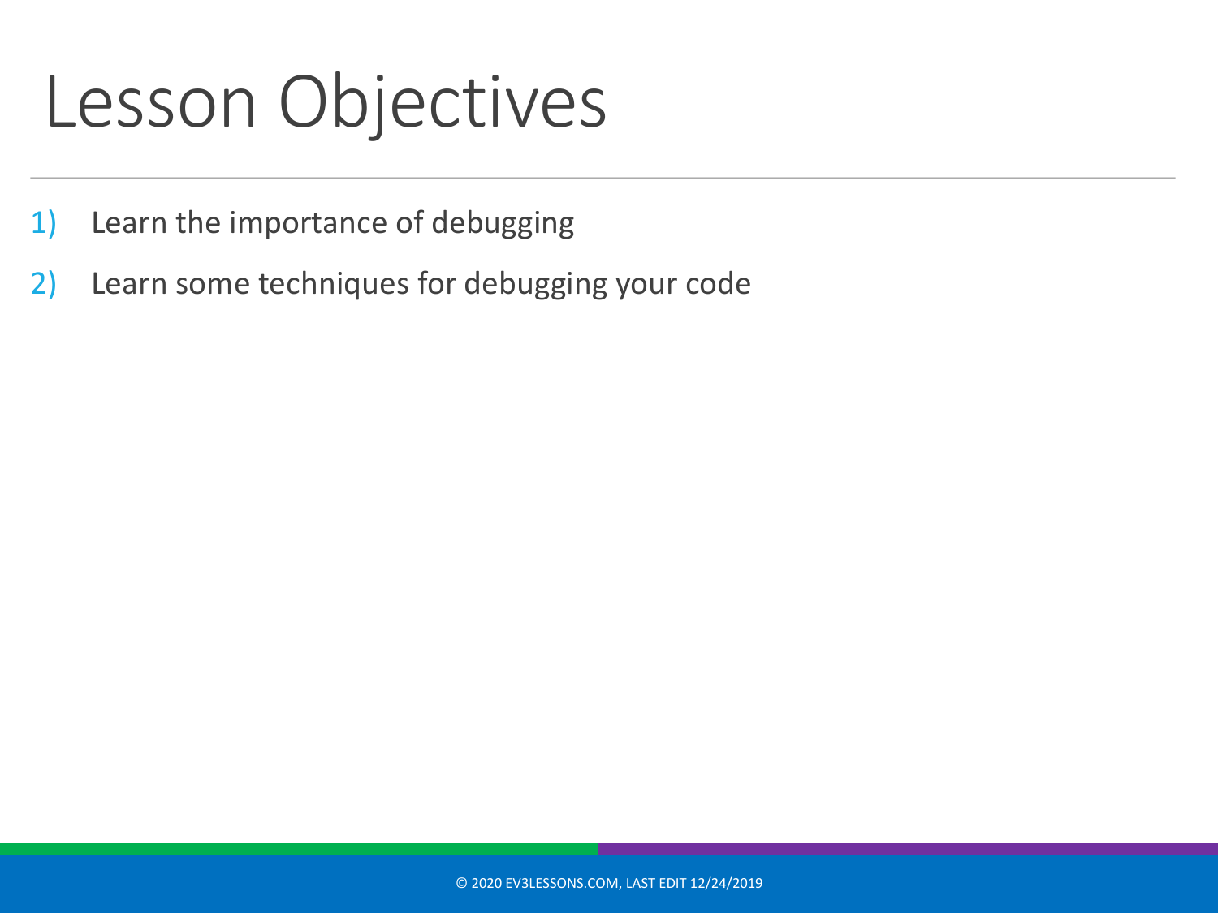# Lesson Objectives

1) Learn the importance of debugging
2) Learn some techniques for debugging your code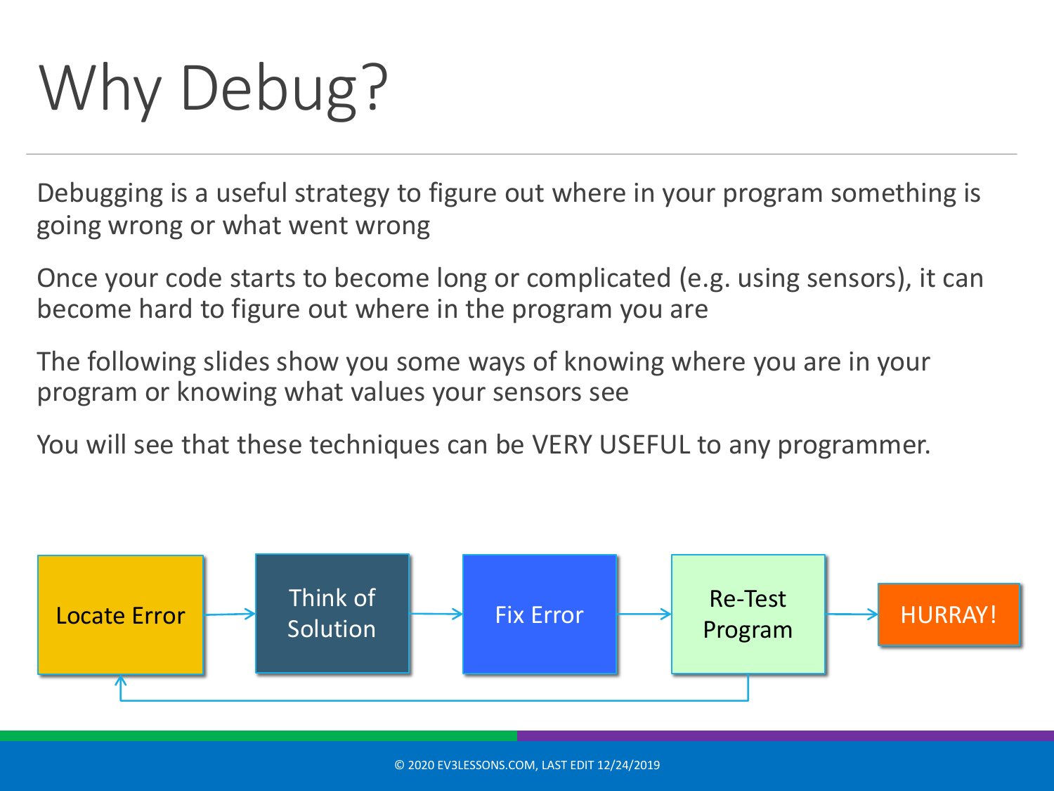# Why Debug?

Debugging is a useful strategy to figure out where in your program something is going wrong or what went wrong

Once your code starts to become long or complicated (e.g. using sensors), it can become hard to figure out where in the program you are

The following slides show you some ways of knowing where you are in your program or knowing what values your sensors see

You will see that these techniques can be VERY USEFUL to any programmer.

Locate Error → Think of Solution → Fix Error → Re-Test Program → HURRAY!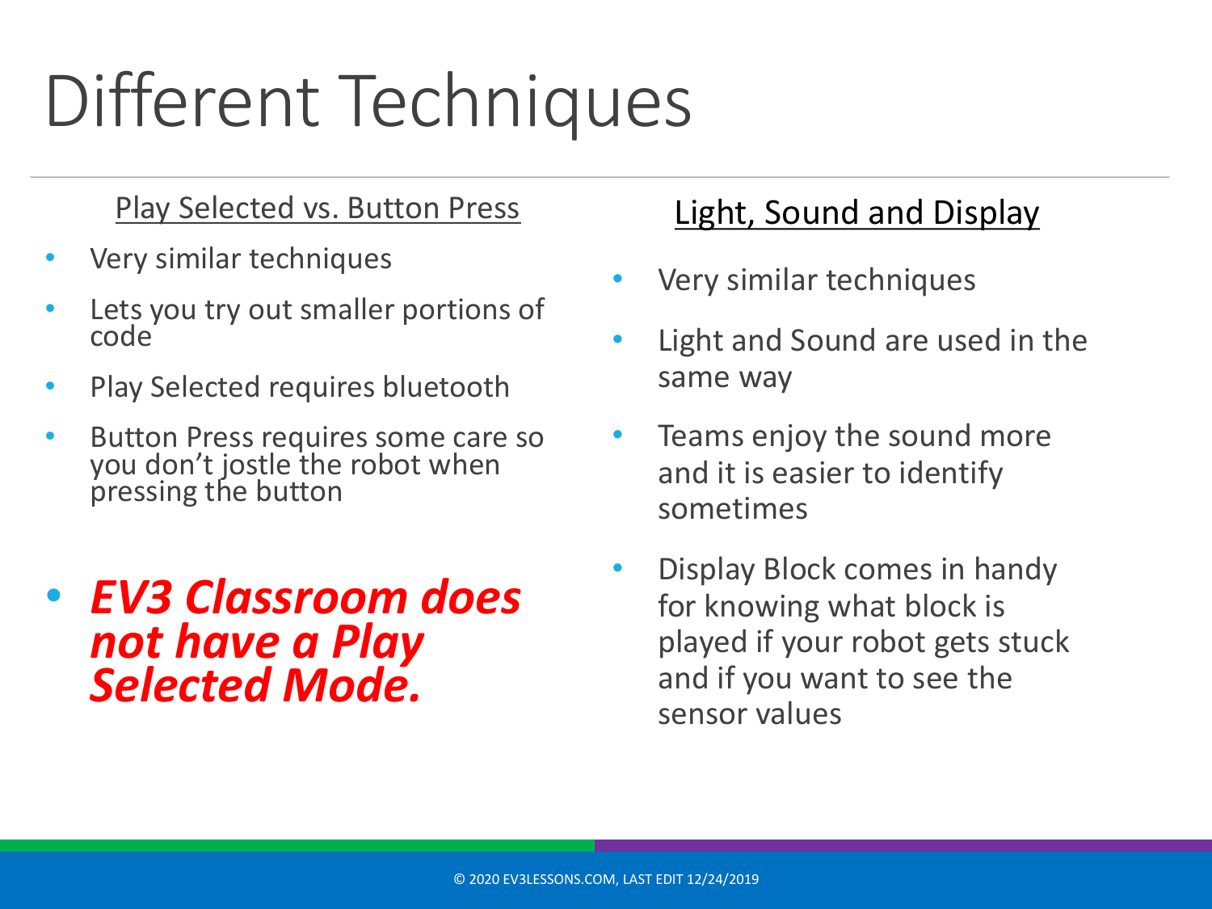# Different Techniques

## Play Selected vs. Button Press

- Very similar techniques
- Lets you try out smaller portions of code
- Play Selected requires bluetooth
- Button Press requires some care so you don't jostle the robot when pressing the button
- ***EV3 Classroom does not have a Play Selected Mode.***

## Light, Sound and Display

- Very similar techniques
- Light and Sound are used in the same way
- Teams enjoy the sound more and it is easier to identify sometimes
- Display Block comes in handy for knowing what block is played if your robot gets stuck and if you want to see the sensor values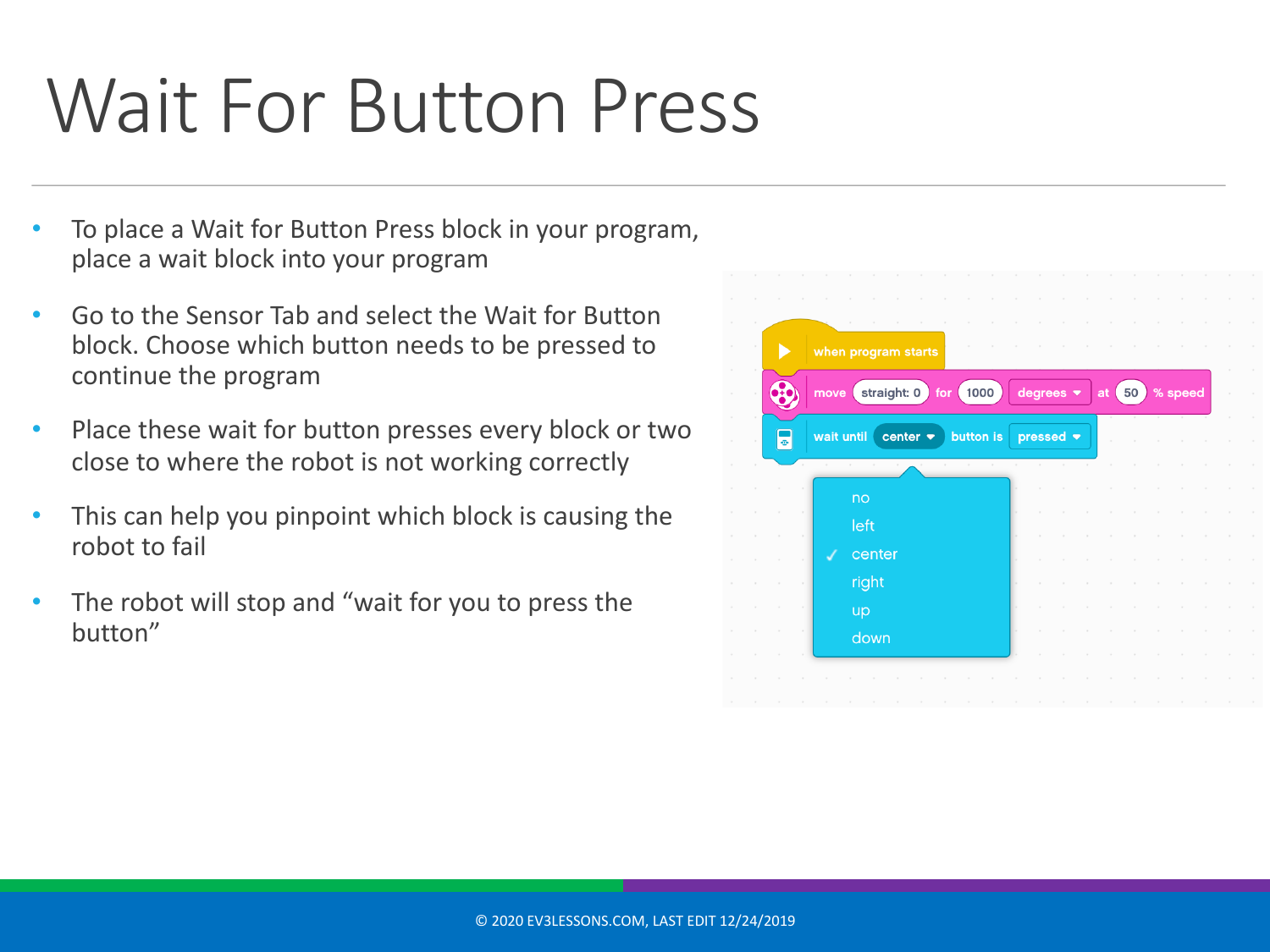# Wait For Button Press

- To place a Wait for Button Press block in your program, place a wait block into your program
- Go to the Sensor Tab and select the Wait for Button block. Choose which button needs to be pressed to continue the program
- Place these wait for button presses every block or two close to where the robot is not working correctly
- This can help you pinpoint which block is causing the robot to fail
- The robot will stop and "wait for you to press the button"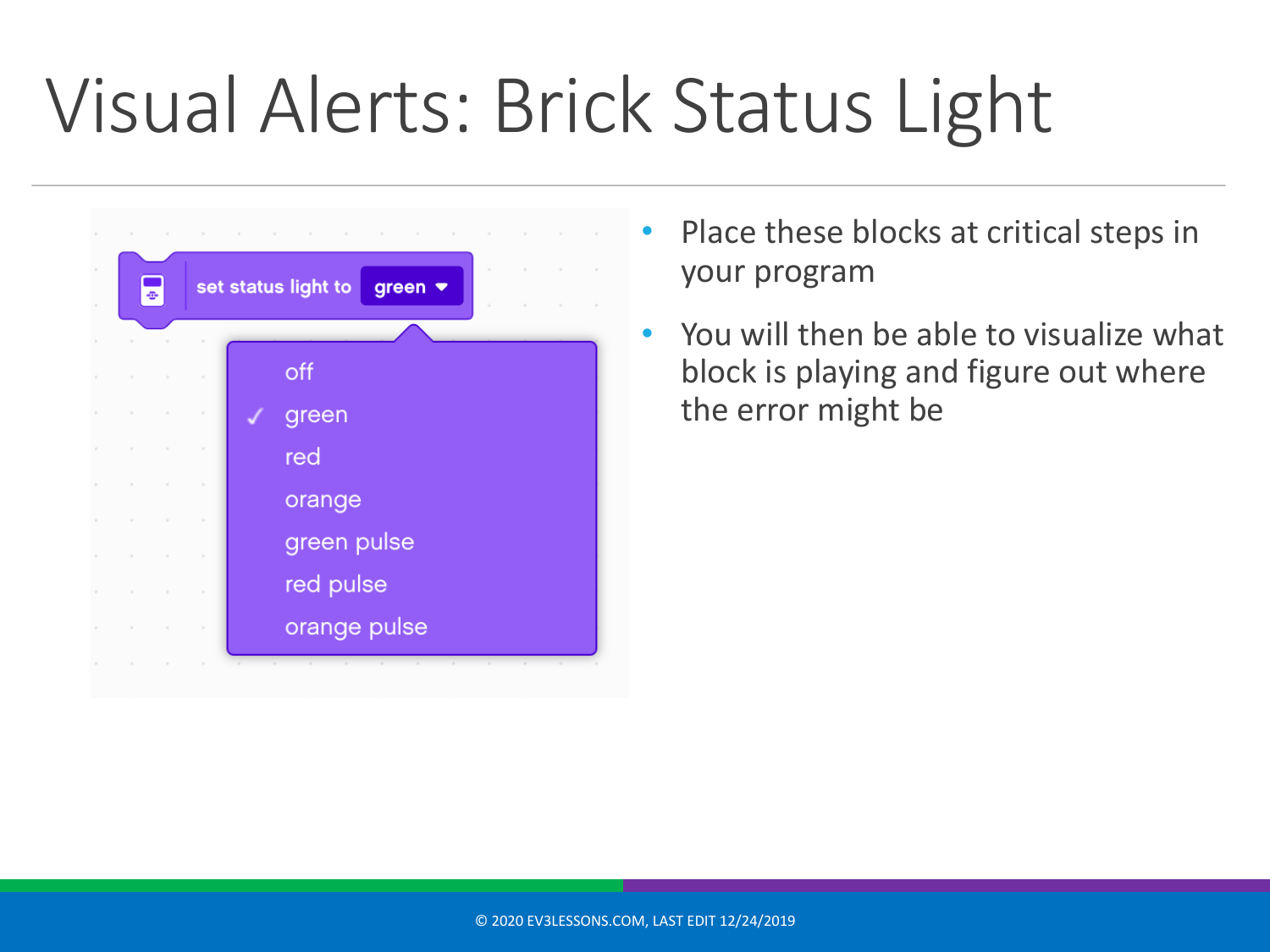# Visual Alerts: Brick Status Light

set status light to green

- off
- ✓ green
- red
- orange
- green pulse
- red pulse
- orange pulse

- Place these blocks at critical steps in your program
- You will then be able to visualize what block is playing and figure out where the error might be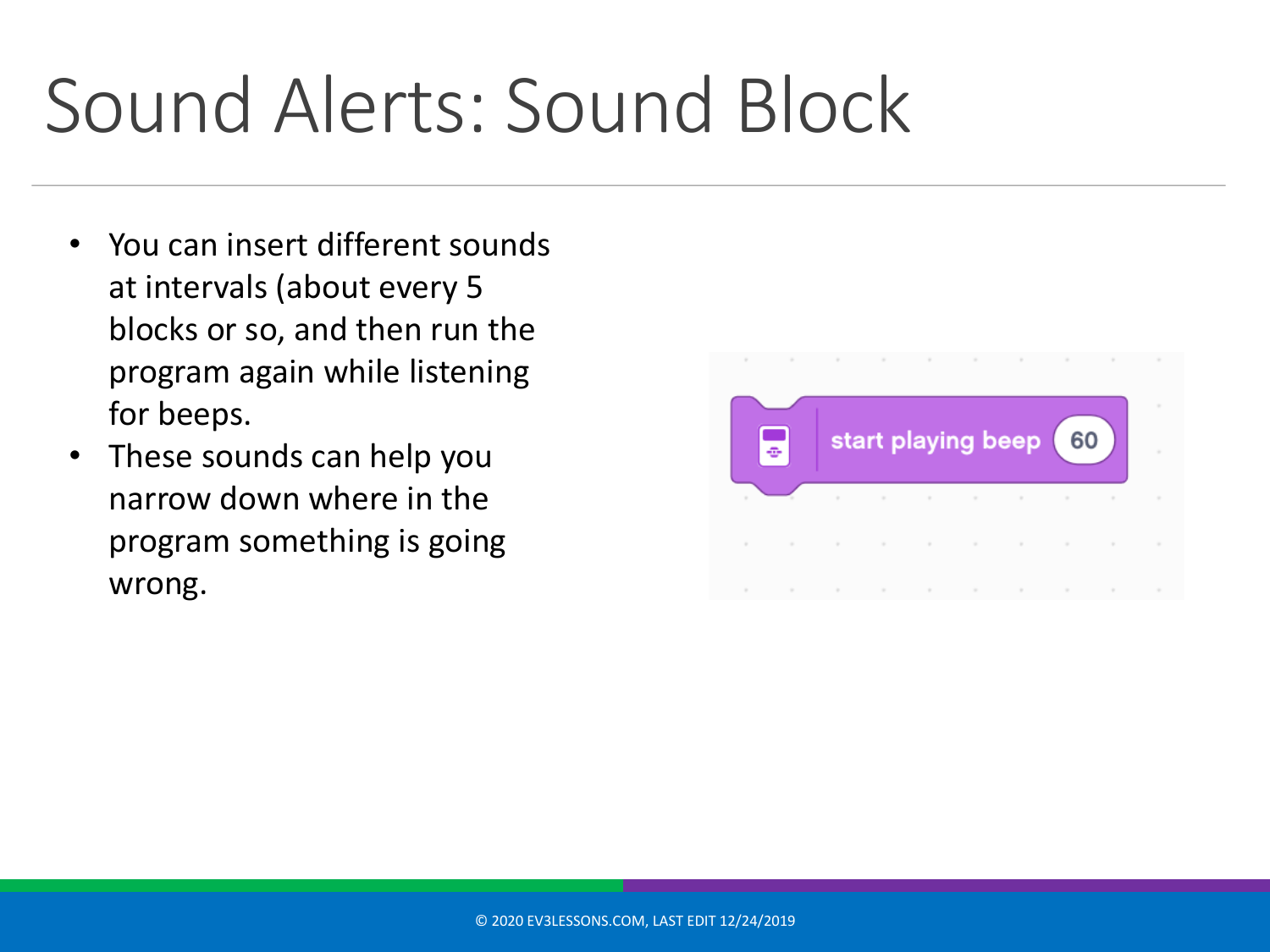# Sound Alerts: Sound Block

- You can insert different sounds at intervals (about every 5 blocks or so, and then run the program again while listening for beeps.
- These sounds can help you narrow down where in the program something is going wrong.

start playing beep 60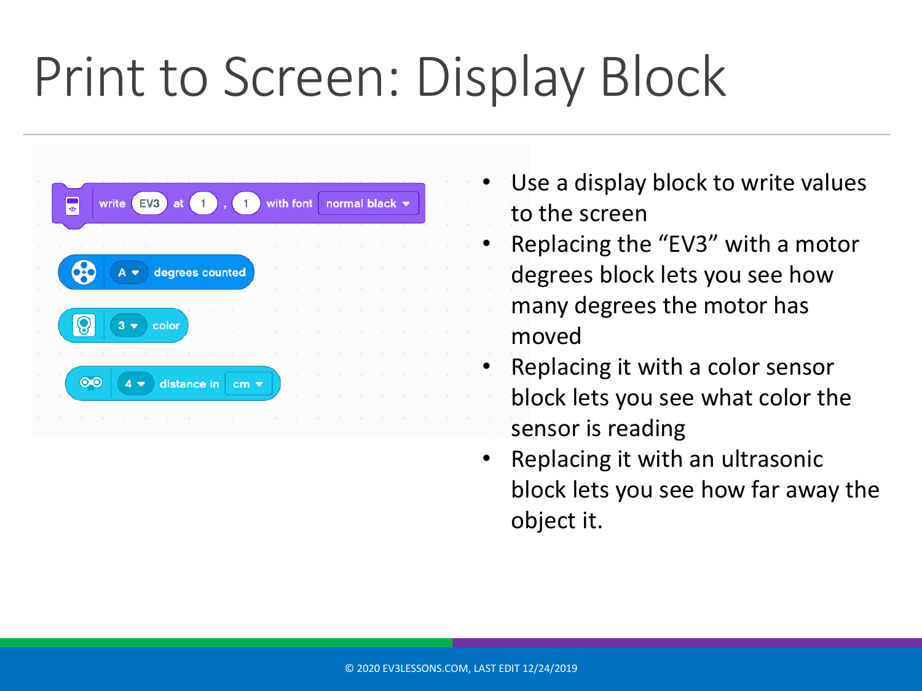# Print to Screen: Display Block

write EV3 at 1 , 1 with font normal black

A degrees counted

3 color

4 distance in cm

- Use a display block to write values to the screen
- Replacing the "EV3" with a motor degrees block lets you see how many degrees the motor has moved
- Replacing it with a color sensor block lets you see what color the sensor is reading
- Replacing it with an ultrasonic block lets you see how far away the object it.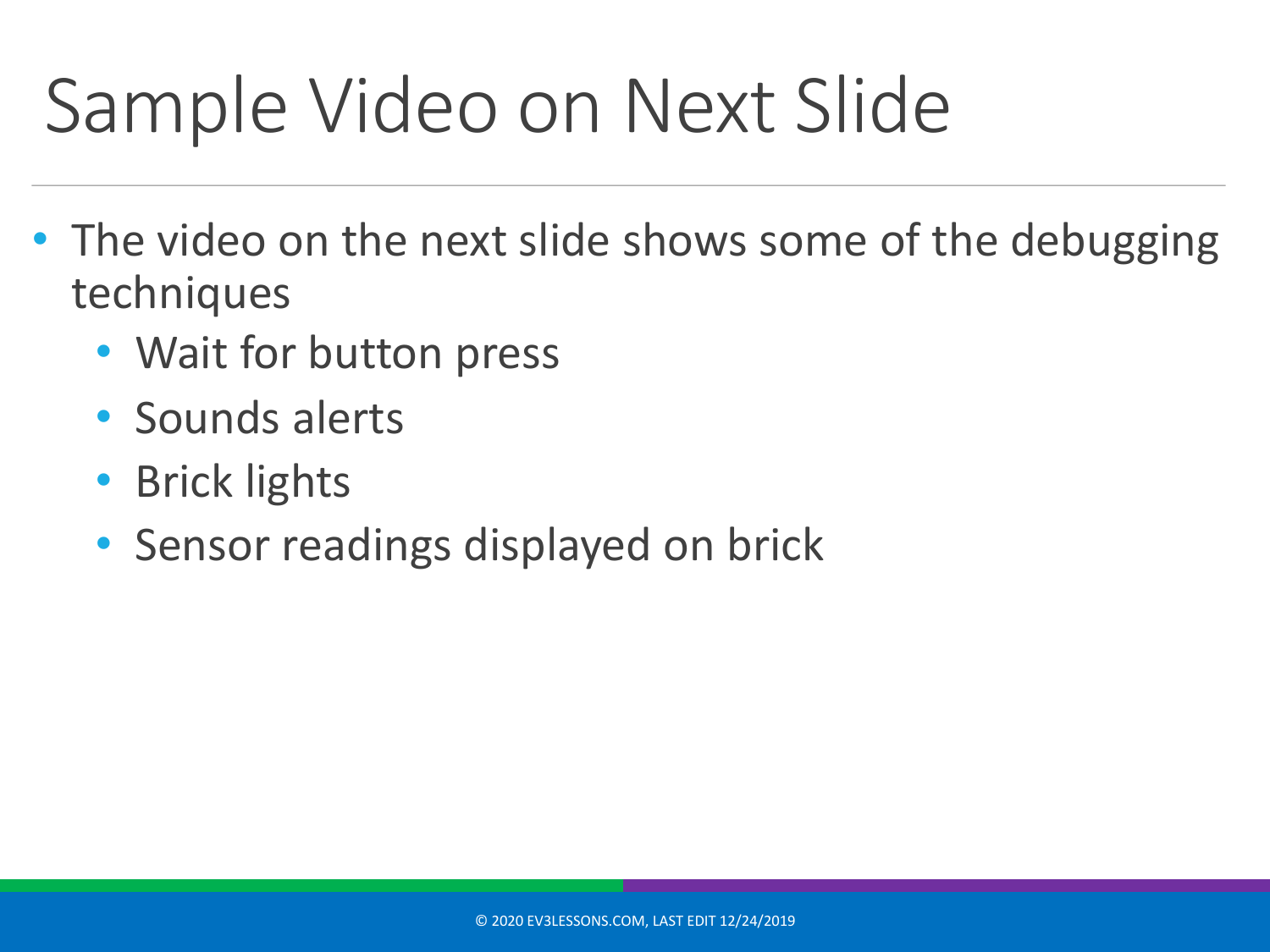# Sample Video on Next Slide

- The video on the next slide shows some of the debugging techniques
  - Wait for button press
  - Sounds alerts
  - Brick lights
  - Sensor readings displayed on brick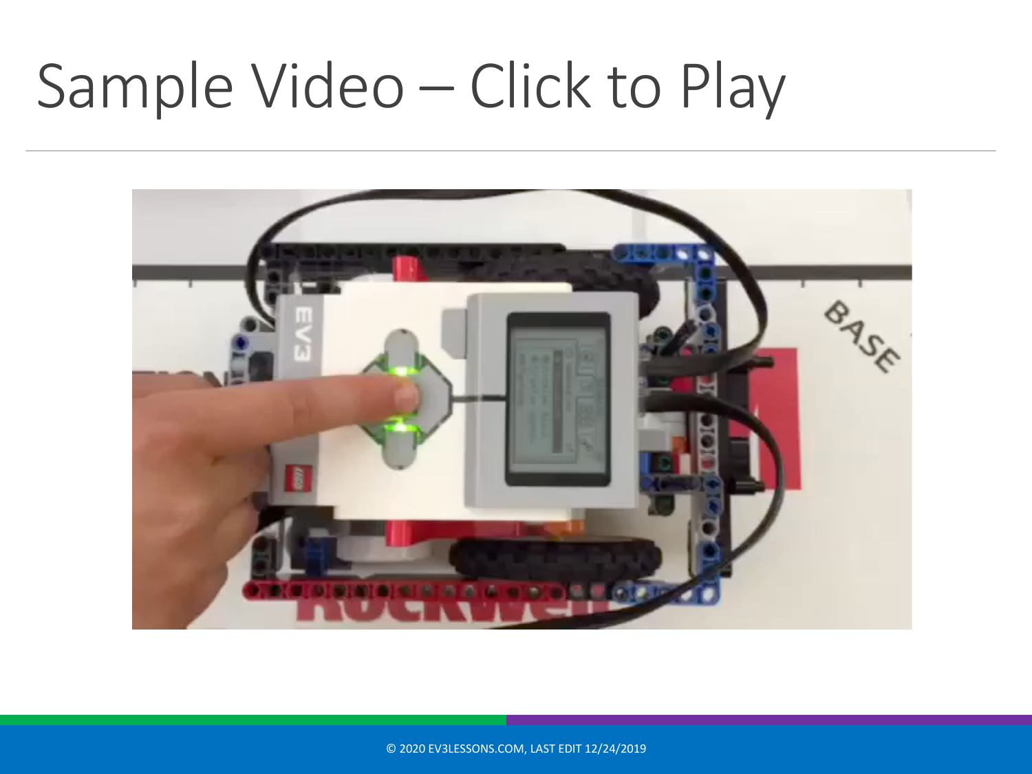# Sample Video – Click to Play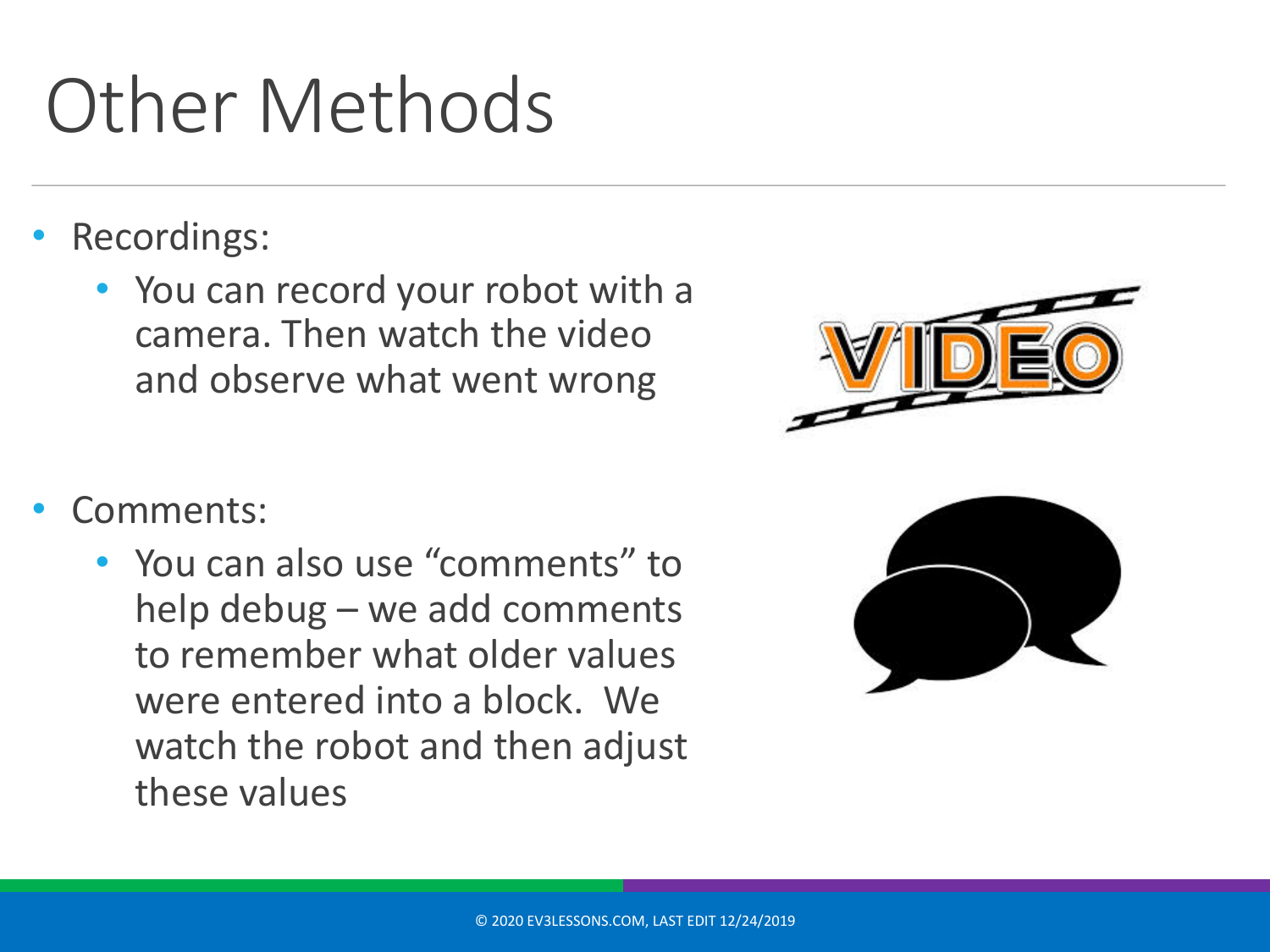# Other Methods

- Recordings:
  - You can record your robot with a camera. Then watch the video and observe what went wrong
- Comments:
  - You can also use “comments” to help debug – we add comments to remember what older values were entered into a block. We watch the robot and then adjust these values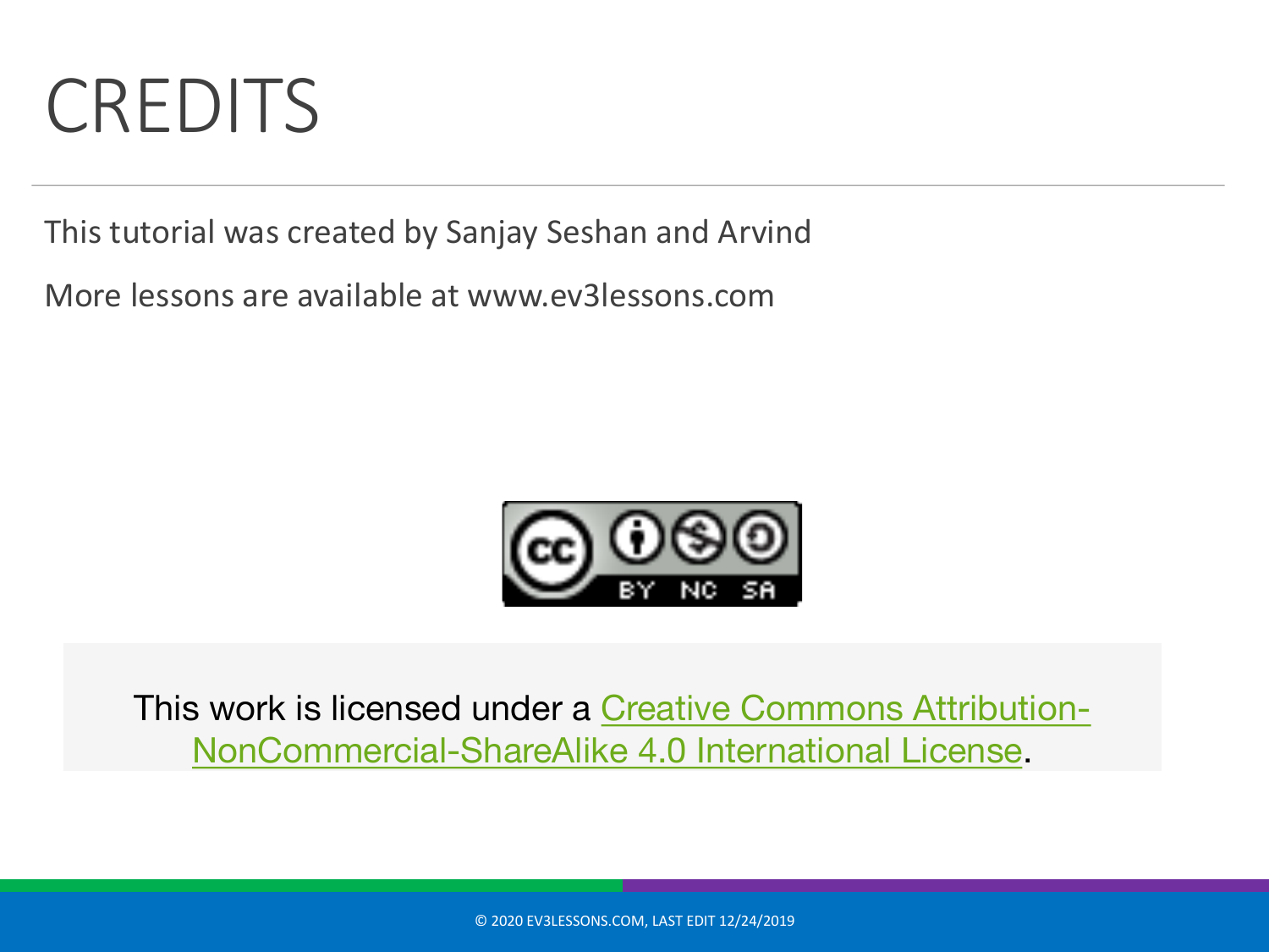# CREDITS

This tutorial was created by Sanjay Seshan and Arvind

More lessons are available at www.ev3lessons.com

This work is licensed under a Creative Commons Attribution-NonCommercial-ShareAlike 4.0 International License.